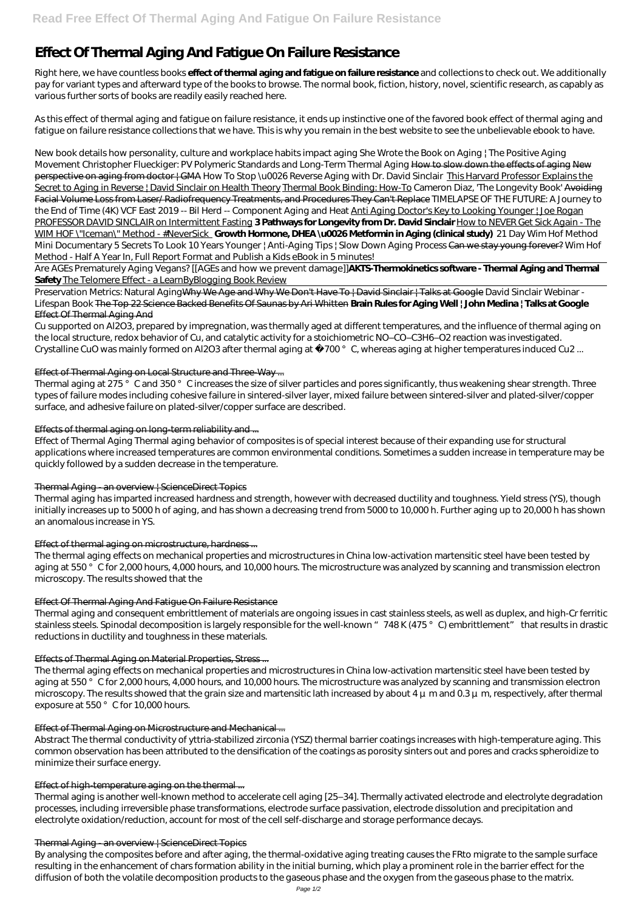# Effect Of Thermal Aging And Fatigue On Failure Resistance

Right here, we have countless books **effect of thermal aging and fatigue on failure resistance** and collections to check out. We additionally pay for variant types and afterward type of the books to browse. The normal book, fiction, history, novel, scientific research, as capably as various further sorts of books are readily easily reached here.

As this effect of thermal aging and fatigue on failure resistance, it ends up instinctive one of the favored book effect of thermal aging and fatigue on failure resistance collections that we have. This is why you remain in the best website to see the unbelievable ebook to have.

*New book details how personality, culture and workplace habits impact aging She Wrote the Book on Aging | The Positive Aging Movement Christopher Flueckiger: PV Polymeric Standards and Long-Term Thermal Aging* How to slow down the effects of aging New perspective on aging from doctor | GMA *How To Stop \u0026 Reverse Aging with Dr. David Sinclair* This Harvard Professor Explains the Secret to Aging in Reverse | David Sinclair on Health Theory Thermal Book Binding: How-To *Cameron Diaz, 'The Longevity Book'* Avoiding Facial Volume Loss from Laser/ Radiofrequency Treatments, and Procedures They Can't Replace *TIMELAPSE OF THE FUTURE: A Journey to the End of Time (4K) VCF East 2019 -- Bil Herd -- Component Aging and Heat* Anti Aging Doctor's Key to Looking Younger | Joe Rogan PROFESSOR DAVID SINCLAIR on Intermittent Fasting **3 Pathways for Longevity from Dr. David Sinclair** How to NEVER Get Sick Again - The WIM HOF \"Iceman\" Method - #NeverSick **Growth Hormone, DHEA \u0026 Metformin in Aging (clinical study)** *21 Day Wim Hof Method Mini Documentary 5 Secrets To Look 10 Years Younger | Anti-Aging Tips | Slow Down Aging Process* Can we stay young forever? *Wim Hof Method - Half A Year In, Full Report Format and Publish a Kids eBook in 5 minutes!*

Are AGEs Prematurely Aging Vegans? [[AGEs and how we prevent damage]]**AKTS-Thermokinetics software - Thermal Aging and Thermal Safety** The Telomere Effect - a LearnByBlogging Book Review

Preservation Metrics: Natural AgingWhy We Age and Why We Don't Have To | David Sinclair | Talks at Google *David Sinclair Webinar - Lifespan Book* The Top 22 Science Backed Benefits Of Saunas by Ari Whitten **Brain Rules for Aging Well | John Medina | Talks at Google** Effect Of Thermal Aging And

Cu supported on $Al_2O_3$, prepared by impregnation, was thermally aged at different temperatures, and the influence of thermal aging on the local structure, redox behavior of Cu, and catalytic activity for a stoichiometric NO–CO–$C_3H_6$–$O_2$ reaction was investigated. Crystalline CuO was mainly formed on $Al_2O_3$ after thermal aging at ≤700 °C, whereas aging at higher temperatures induced $Cu_2$ ...

## Effect of Thermal Aging on Local Structure and Three-Way ...

Thermal aging at 275 °C and 350 °C increases the size of silver particles and pores significantly, thus weakening shear strength. Three types of failure modes including cohesive failure in sintered-silver layer, mixed failure between sintered-silver and plated-silver/copper surface, and adhesive failure on plated-silver/copper surface are described.

## Effects of thermal aging on long-term reliability and ...

Effect of Thermal Aging Thermal aging behavior of composites is of special interest because of their expanding use for structural applications where increased temperatures are common environmental conditions. Sometimes a sudden increase in temperature may be quickly followed by a sudden decrease in the temperature.

## Thermal Aging - an overview | ScienceDirect Topics

Thermal aging has imparted increased hardness and strength, however with decreased ductility and toughness. Yield stress (YS), though initially increases up to 5000 h of aging, and has shown a decreasing trend from 5000 to 10,000 h. Further aging up to 20,000 h has shown an anomalous increase in YS.

## Effect of thermal aging on microstructure, hardness ...

The thermal aging effects on mechanical properties and microstructures in China low-activation martensitic steel have been tested by aging at 550 °C for 2,000 hours, 4,000 hours, and 10,000 hours. The microstructure was analyzed by scanning and transmission electron microscopy. The results showed that the

## Effect Of Thermal Aging And Fatigue On Failure Resistance

Thermal aging and consequent embrittlement of materials are ongoing issues in cast stainless steels, as well as duplex, and high-Cr ferritic stainless steels. Spinodal decomposition is largely responsible for the well-known "748 K (475 °C) embrittlement" that results in drastic reductions in ductility and toughness in these materials.

## Effects of Thermal Aging on Material Properties, Stress ...

The thermal aging effects on mechanical properties and microstructures in China low-activation martensitic steel have been tested by aging at 550 °C for 2,000 hours, 4,000 hours, and 10,000 hours. The microstructure was analyzed by scanning and transmission electron microscopy. The results showed that the grain size and martensitic lath increased by about 4 μm and 0.3 μm, respectively, after thermal exposure at 550 °C for 10,000 hours.

## Effect of Thermal Aging on Microstructure and Mechanical ...

Abstract The thermal conductivity of yttria-stabilized zirconia (YSZ) thermal barrier coatings increases with high-temperature aging. This common observation has been attributed to the densification of the coatings as porosity sinters out and pores and cracks spheroidize to minimize their surface energy.

## Effect of high-temperature aging on the thermal ...

Thermal aging is another well-known method to accelerate cell aging [25–34]. Thermally activated electrode and electrolyte degradation processes, including irreversible phase transformations, electrode surface passivation, electrode dissolution and precipitation and electrolyte oxidation/reduction, account for most of the cell self-discharge and storage performance decays.

## Thermal Aging - an overview | ScienceDirect Topics

By analysing the composites before and after aging, the thermal-oxidative aging treating causes the FRto migrate to the sample surface resulting in the enhancement of chars formation ability in the initial burning, which play a prominent role in the barrier effect for the diffusion of both the volatile decomposition products to the gaseous phase and the oxygen from the gaseous phase to the matrix.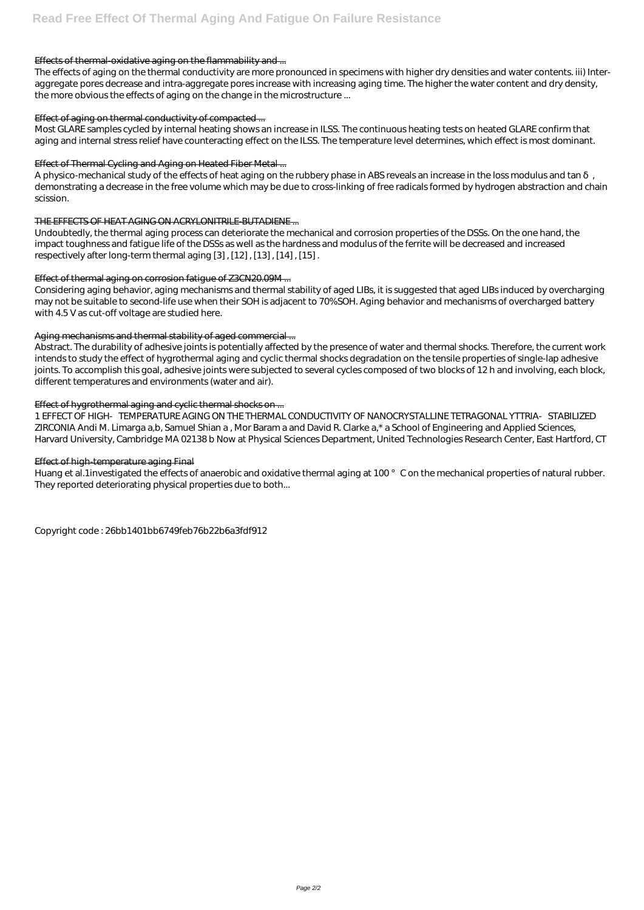Effects of thermal-oxidative aging on the flammability and ...

The effects of aging on the thermal conductivity are more pronounced in specimens with higher dry densities and water contents. iii) Inter-aggregate pores decrease and intra-aggregate pores increase with increasing aging time. The higher the water content and dry density, the more obvious the effects of aging on the change in the microstructure ...

Effect of aging on thermal conductivity of compacted ...

Most GLARE samples cycled by internal heating shows an increase in ILSS. The continuous heating tests on heated GLARE confirm that aging and internal stress relief have counteracting effect on the ILSS. The temperature level determines, which effect is most dominant.

Effect of Thermal Cycling and Aging on Heated Fiber Metal ...

A physico-mechanical study of the effects of heat aging on the rubbery phase in ABS reveals an increase in the loss modulus and tan δ, demonstrating a decrease in the free volume which may be due to cross-linking of free radicals formed by hydrogen abstraction and chain scission.

THE EFFECTS OF HEAT AGING ON ACRYLONITRILE-BUTADIENE ...

Undoubtedly, the thermal aging process can deteriorate the mechanical and corrosion properties of the DSSs. On the one hand, the impact toughness and fatigue life of the DSSs as well as the hardness and modulus of the ferrite will be decreased and increased respectively after long-term thermal aging [3] , [12] , [13] , [14] , [15] .

Effect of thermal aging on corrosion fatigue of Z3CN20.09M ...

Considering aging behavior, aging mechanisms and thermal stability of aged LIBs, it is suggested that aged LIBs induced by overcharging may not be suitable to second-life use when their SOH is adjacent to 70%SOH. Aging behavior and mechanisms of overcharged battery with 4.5 V as cut-off voltage are studied here.

Aging mechanisms and thermal stability of aged commercial ...

Abstract. The durability of adhesive joints is potentially affected by the presence of water and thermal shocks. Therefore, the current work intends to study the effect of hygrothermal aging and cyclic thermal shocks degradation on the tensile properties of single-lap adhesive joints. To accomplish this goal, adhesive joints were subjected to several cycles composed of two blocks of 12 h and involving, each block, different temperatures and environments (water and air).

Effect of hygrothermal aging and cyclic thermal shocks on ...

1 EFFECT OF HIGH-TEMPERATURE AGING ON THE THERMAL CONDUCTIVITY OF NANOCRYSTALLINE TETRAGONAL YTTRIA-STABILIZED ZIRCONIA Andi M. Limarga a,b, Samuel Shian a , Mor Baram a and David R. Clarke a,* a School of Engineering and Applied Sciences, Harvard University, Cambridge MA 02138 b Now at Physical Sciences Department, United Technologies Research Center, East Hartford, CT

Effect of high-temperature aging Final

Huang et al.1investigated the effects of anaerobic and oxidative thermal aging at 100 °C on the mechanical properties of natural rubber. They reported deteriorating physical properties due to both...

Copyright code : 26bb1401bb6749feb76b22b6a3fdf912